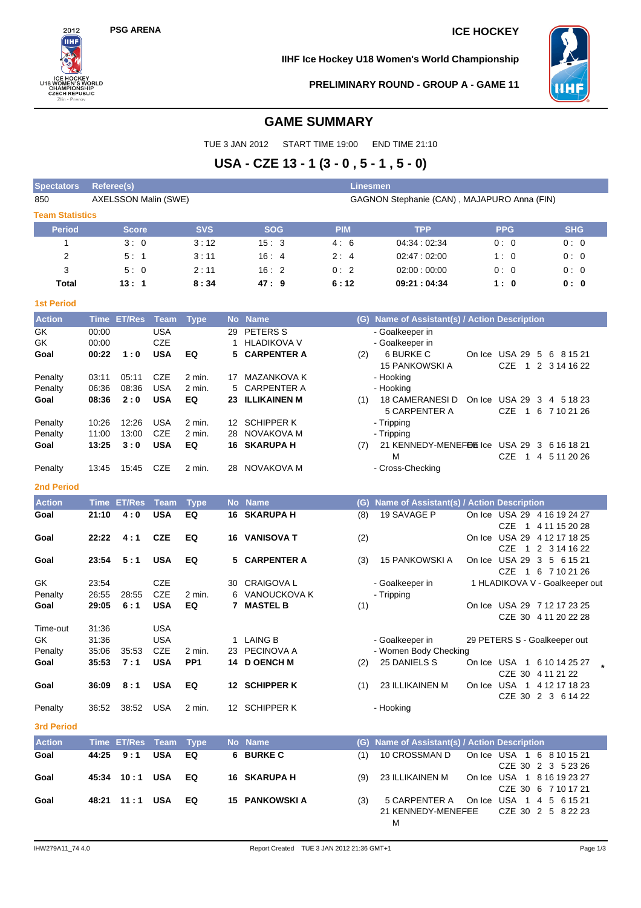PSG ARENA

ICE HOCKEY

IIHF Ice Hockey U18 Women's World Championship

PRELIMINARY ROUND - GROUP A - GAME 11

# GAME SUMMARY

TUE 3 JAN 2012 START TIME 19:00 END TIME 21:10

## USA - CZE 13 - 1 (3 - 0 , 5 - 1 , 5 - 0)

| Spectators | Referee(s) | Linesmen |
|---|---|---|
| 850 | AXELSSON Malin (SWE) | GAGNON Stephanie (CAN) , MAJAPURO Anna (FIN) |

### Team Statistics

| Period | Score | SVS | SOG | PIM | TPP | PPG | SHG |
|---|---|---|---|---|---|---|---|
| 1 | 3 : 0 | 3 : 12 | 15 : 3 | 4 : 6 | 04:34 : 02:34 | 0 : 0 | 0 : 0 |
| 2 | 5 : 1 | 3 : 11 | 16 : 4 | 2 : 4 | 02:47 : 02:00 | 1 : 0 | 0 : 0 |
| 3 | 5 : 0 | 2 : 11 | 16 : 2 | 0 : 2 | 02:00 : 00:00 | 0 : 0 | 0 : 0 |
| **Total** | **13 : 1** | **8 : 34** | **47 : 9** | **6 : 12** | **09:21 : 04:34** | **1 : 0** | **0 : 0** |

### 1st Period

| Action | Time | ET/Res | Team | Type | No | Name | (G) | Name of Assistant(s) / Action Description | On Ice |
|---|---|---|---|---|---|---|---|---|---|
| GK | 00:00 | | USA | | 29 | PETERS S | | - Goalkeeper in | |
| GK | 00:00 | | CZE | | 1 | HLADIKOVA V | | - Goalkeeper in | |
| **Goal** | **00:22** | **1 : 0** | **USA** | **EQ** | **5** | **CARPENTER A** | (2) | 6 BURKE C, 15 PANKOWSKI A | USA 29 5 6 8 15 21 / CZE 1 2 3 14 16 22 |
| Penalty | 03:11 | 05:11 | CZE | 2 min. | 17 | MAZANKOVA K | | - Hooking | |
| Penalty | 06:36 | 08:36 | USA | 2 min. | 5 | CARPENTER A | | - Hooking | |
| **Goal** | **08:36** | **2 : 0** | **USA** | **EQ** | **23** | **ILLIKAINEN M** | (1) | 18 CAMERANESI D, 5 CARPENTER A | USA 29 3 4 5 18 23 / CZE 1 6 7 10 21 26 |
| Penalty | 10:26 | 12:26 | USA | 2 min. | 12 | SCHIPPER K | | - Tripping | |
| Penalty | 11:00 | 13:00 | CZE | 2 min. | 28 | NOVAKOVA M | | - Tripping | |
| **Goal** | **13:25** | **3 : 0** | **USA** | **EQ** | **16** | **SKARUPA H** | (7) | 21 KENNEDY-MENEFEE M | USA 29 3 6 16 18 21 / CZE 1 4 5 11 20 26 |
| Penalty | 13:45 | 15:45 | CZE | 2 min. | 28 | NOVAKOVA M | | - Cross-Checking | |

### 2nd Period

| Action | Time | ET/Res | Team | Type | No | Name | (G) | Name of Assistant(s) / Action Description | On Ice |
|---|---|---|---|---|---|---|---|---|---|
| **Goal** | **21:10** | **4 : 0** | **USA** | **EQ** | **16** | **SKARUPA H** | (8) | 19 SAVAGE P | USA 29 4 16 19 24 27 / CZE 1 4 11 15 20 28 |
| **Goal** | **22:22** | **4 : 1** | **CZE** | **EQ** | **16** | **VANISOVA T** | (2) | | USA 29 4 12 17 18 25 / CZE 1 2 3 14 16 22 |
| **Goal** | **23:54** | **5 : 1** | **USA** | **EQ** | **5** | **CARPENTER A** | (3) | 15 PANKOWSKI A | USA 29 3 5 6 15 21 / CZE 1 6 7 10 21 26 |
| GK | 23:54 | | CZE | | 30 | CRAIGOVA L | | - Goalkeeper in | 1 HLADIKOVA V - Goalkeeper out |
| Penalty | 26:55 | 28:55 | CZE | 2 min. | 6 | VANOUCKOVA K | | - Tripping | |
| **Goal** | **29:05** | **6 : 1** | **USA** | **EQ** | **7** | **MASTEL B** | (1) | | USA 29 7 12 17 23 25 / CZE 30 4 11 20 22 28 |
| Time-out | 31:36 | | USA | | | | | | |
| GK | 31:36 | | USA | | 1 | LAING B | | - Goalkeeper in | 29 PETERS S - Goalkeeper out |
| Penalty | 35:06 | 35:53 | CZE | 2 min. | 23 | PECINOVA A | | - Women Body Checking | |
| **Goal** | **35:53** | **7 : 1** | **USA** | **PP1** | **14** | **D OENCH M** | (2) | 25 DANIELS S | USA 1 6 10 14 25 27 / CZE 30 4 11 21 22 * |
| **Goal** | **36:09** | **8 : 1** | **USA** | **EQ** | **12** | **SCHIPPER K** | (1) | 23 ILLIKAINEN M | USA 1 4 12 17 18 23 / CZE 30 2 3 6 14 22 |
| Penalty | 36:52 | 38:52 | USA | 2 min. | 12 | SCHIPPER K | | - Hooking | |

### 3rd Period

| Action | Time | ET/Res | Team | Type | No | Name | (G) | Name of Assistant(s) / Action Description | On Ice |
|---|---|---|---|---|---|---|---|---|---|
| **Goal** | **44:25** | **9 : 1** | **USA** | **EQ** | **6** | **BURKE C** | (1) | 10 CROSSMAN D | USA 1 6 8 10 15 21 / CZE 30 2 3 5 23 26 |
| **Goal** | **45:34** | **10 : 1** | **USA** | **EQ** | **16** | **SKARUPA H** | (9) | 23 ILLIKAINEN M | USA 1 8 16 19 23 27 / CZE 30 6 7 10 17 21 |
| **Goal** | **48:21** | **11 : 1** | **USA** | **EQ** | **15** | **PANKOWSKI A** | (3) | 5 CARPENTER A, 21 KENNEDY-MENEFEE M | USA 1 4 5 6 15 21 / CZE 30 2 5 8 22 23 |

IHW279A11_74 4.0 Report Created TUE 3 JAN 2012 21:36 GMT+1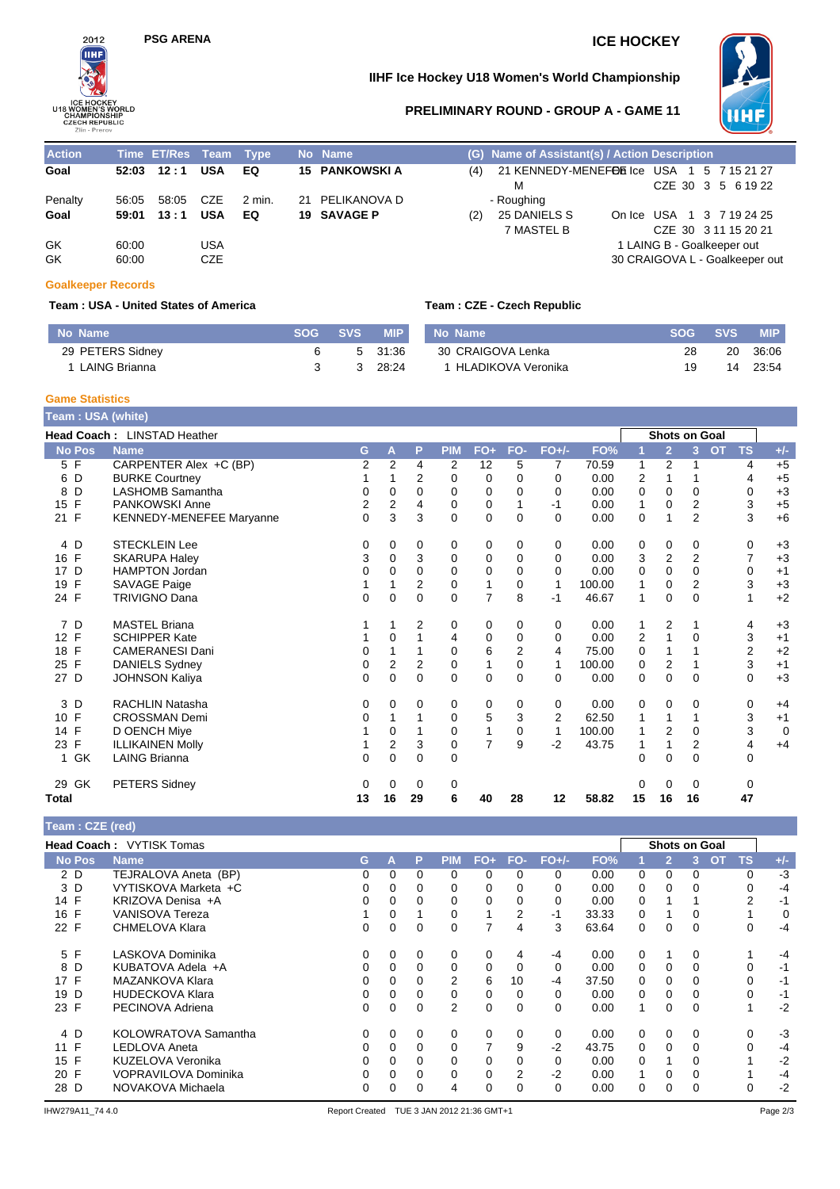**PSG ARENA** | **ICE HOCKEY**

## IIHF Ice Hockey U18 Women's World Championship

### PRELIMINARY ROUND - GROUP A - GAME 11

| Action | Time | ET/Res | Team | Type | No | Name | (G) | Name of Assistant(s) / Action Description | |
|---|---|---|---|---|---|---|---|---|---|
| **Goal** | **52:03** | **12 : 1** | **USA** | **EQ** | **15** | **PANKOWSKI A** | (4) | 21 KENNEDY-MENEFEE M | On Ice USA 1 5 7 15 21 27 / CZE 30 3 5 6 19 22 |
| Penalty | 56:05 | 58:05 | CZE | 2 min. | 21 | PELIKANOVA D | | - Roughing | |
| **Goal** | **59:01** | **13 : 1** | **USA** | **EQ** | **19** | **SAVAGE P** | (2) | 25 DANIELS S, 7 MASTEL B | On Ice USA 1 3 7 19 24 25 / CZE 30 3 11 15 20 21 |
| GK | 60:00 | | USA | | | | | | 1 LAING B - Goalkeeper out |
| GK | 60:00 | | CZE | | | | | | 30 CRAIGOVA L - Goalkeeper out |

### Goalkeeper Records

**Team : USA - United States of America**

| No | Name | SOG | SVS | MIP |
|---|---|---|---|---|
| 29 | PETERS Sidney | 6 | 5 | 31:36 |
| 1 | LAING Brianna | 3 | 3 | 28:24 |

**Team : CZE - Czech Republic**

| No | Name | SOG | SVS | MIP |
|---|---|---|---|---|
| 30 | CRAIGOVA Lenka | 28 | 20 | 36:06 |
| 1 | HLADIKOVA Veronika | 19 | 14 | 23:54 |

### Game Statistics

**Team : USA (white)**

**Head Coach :** LINSTAD Heather

| No | Pos | Name | G | A | P | PIM | FO+ | FO- | FO+/- | FO% | 1 | 2 | 3 | OT | TS | +/- |
|---|---|---|---|---|---|---|---|---|---|---|---|---|---|---|---|---|
| 5 | F | CARPENTER Alex +C (BP) | 2 | 2 | 4 | 2 | 12 | 5 | 7 | 70.59 | 1 | 2 | 1 | | 4 | +5 |
| 6 | D | BURKE Courtney | 1 | 1 | 2 | 0 | 0 | 0 | 0 | 0.00 | 2 | 1 | 1 | | 4 | +5 |
| 8 | D | LASHOMB Samantha | 0 | 0 | 0 | 0 | 0 | 0 | 0 | 0.00 | 0 | 0 | 0 | | 0 | +3 |
| 15 | F | PANKOWSKI Anne | 2 | 2 | 4 | 0 | 0 | 1 | -1 | 0.00 | 1 | 0 | 2 | | 3 | +5 |
| 21 | F | KENNEDY-MENEFEE Maryanne | 0 | 3 | 3 | 0 | 0 | 0 | 0 | 0.00 | 0 | 1 | 2 | | 3 | +6 |
| 4 | D | STECKLEIN Lee | 0 | 0 | 0 | 0 | 0 | 0 | 0 | 0.00 | 0 | 0 | 0 | | 0 | +3 |
| 16 | F | SKARUPA Haley | 3 | 0 | 3 | 0 | 0 | 0 | 0 | 0.00 | 3 | 2 | 2 | | 7 | +3 |
| 17 | D | HAMPTON Jordan | 0 | 0 | 0 | 0 | 0 | 0 | 0 | 0.00 | 0 | 0 | 0 | | 0 | +1 |
| 19 | F | SAVAGE Paige | 1 | 1 | 2 | 0 | 1 | 0 | 1 | 100.00 | 1 | 0 | 2 | | 3 | +3 |
| 24 | F | TRIVIGNO Dana | 0 | 0 | 0 | 0 | 7 | 8 | -1 | 46.67 | 1 | 0 | 0 | | 1 | +2 |
| 7 | D | MASTEL Briana | 1 | 1 | 2 | 0 | 0 | 0 | 0 | 0.00 | 1 | 2 | 1 | | 4 | +3 |
| 12 | F | SCHIPPER Kate | 1 | 0 | 1 | 4 | 0 | 0 | 0 | 0.00 | 2 | 1 | 0 | | 3 | +1 |
| 18 | F | CAMERANESI Dani | 0 | 1 | 1 | 0 | 6 | 2 | 4 | 75.00 | 0 | 1 | 1 | | 2 | +2 |
| 25 | F | DANIELS Sydney | 0 | 2 | 2 | 0 | 1 | 0 | 1 | 100.00 | 0 | 2 | 1 | | 3 | +1 |
| 27 | D | JOHNSON Kaliya | 0 | 0 | 0 | 0 | 0 | 0 | 0 | 0.00 | 0 | 0 | 0 | | 0 | +3 |
| 3 | D | RACHLIN Natasha | 0 | 0 | 0 | 0 | 0 | 0 | 0 | 0.00 | 0 | 0 | 0 | | 0 | +4 |
| 10 | F | CROSSMAN Demi | 0 | 1 | 1 | 0 | 5 | 3 | 2 | 62.50 | 1 | 1 | 1 | | 3 | +1 |
| 14 | F | D OENCH Miye | 1 | 0 | 1 | 0 | 1 | 0 | 1 | 100.00 | 1 | 2 | 0 | | 3 | 0 |
| 23 | F | ILLIKAINEN Molly | 1 | 2 | 3 | 0 | 7 | 9 | -2 | 43.75 | 1 | 1 | 2 | | 4 | +4 |
| 1 | GK | LAING Brianna | 0 | 0 | 0 | 0 | | | | | 0 | 0 | 0 | | 0 | |
| 29 | GK | PETERS Sidney | 0 | 0 | 0 | 0 | | | | | 0 | 0 | 0 | | 0 | |
| **Total** | | | **13** | **16** | **29** | **6** | **40** | **28** | **12** | **58.82** | **15** | **16** | **16** | | **47** | |

**Team : CZE (red)**

**Head Coach :** VYTISK Tomas

| No | Pos | Name | G | A | P | PIM | FO+ | FO- | FO+/- | FO% | 1 | 2 | 3 | OT | TS | +/- |
|---|---|---|---|---|---|---|---|---|---|---|---|---|---|---|---|---|
| 2 | D | TEJRALOVA Aneta (BP) | 0 | 0 | 0 | 0 | 0 | 0 | 0 | 0.00 | 0 | 0 | 0 | | 0 | -3 |
| 3 | D | VYTISKOVA Marketa +C | 0 | 0 | 0 | 0 | 0 | 0 | 0 | 0.00 | 0 | 0 | 0 | | 0 | -4 |
| 14 | F | KRIZOVA Denisa +A | 0 | 0 | 0 | 0 | 0 | 0 | 0 | 0.00 | 0 | 1 | 1 | | 2 | -1 |
| 16 | F | VANISOVA Tereza | 1 | 0 | 1 | 0 | 1 | 2 | -1 | 33.33 | 0 | 1 | 0 | | 1 | 0 |
| 22 | F | CHMELOVA Klara | 0 | 0 | 0 | 0 | 7 | 4 | 3 | 63.64 | 0 | 0 | 0 | | 0 | -4 |
| 5 | F | LASKOVA Dominika | 0 | 0 | 0 | 0 | 0 | 4 | -4 | 0.00 | 0 | 1 | 0 | | 1 | -4 |
| 8 | D | KUBATOVA Adela +A | 0 | 0 | 0 | 0 | 0 | 0 | 0 | 0.00 | 0 | 0 | 0 | | 0 | -1 |
| 17 | F | MAZANKOVA Klara | 0 | 0 | 0 | 2 | 6 | 10 | -4 | 37.50 | 0 | 0 | 0 | | 0 | -1 |
| 19 | D | HUDECKOVA Klara | 0 | 0 | 0 | 0 | 0 | 0 | 0 | 0.00 | 0 | 0 | 0 | | 0 | -1 |
| 23 | F | PECINOVA Adriena | 0 | 0 | 0 | 2 | 0 | 0 | 0 | 0.00 | 1 | 0 | 0 | | 1 | -2 |
| 4 | D | KOLOWRATOVA Samantha | 0 | 0 | 0 | 0 | 0 | 0 | 0 | 0.00 | 0 | 0 | 0 | | 0 | -3 |
| 11 | F | LEDLOVA Aneta | 0 | 0 | 0 | 0 | 7 | 9 | -2 | 43.75 | 0 | 0 | 0 | | 0 | -4 |
| 15 | F | KUZELOVA Veronika | 0 | 0 | 0 | 0 | 0 | 0 | 0 | 0.00 | 0 | 1 | 0 | | 1 | -2 |
| 20 | F | VOPRAVILOVA Dominika | 0 | 0 | 0 | 0 | 0 | 2 | -2 | 0.00 | 1 | 0 | 0 | | 1 | -4 |
| 28 | D | NOVAKOVA Michaela | 0 | 0 | 0 | 4 | 0 | 0 | 0 | 0.00 | 0 | 0 | 0 | | 0 | -2 |

IHW279A11_74 4.0 Report Created TUE 3 JAN 2012 21:36 GMT+1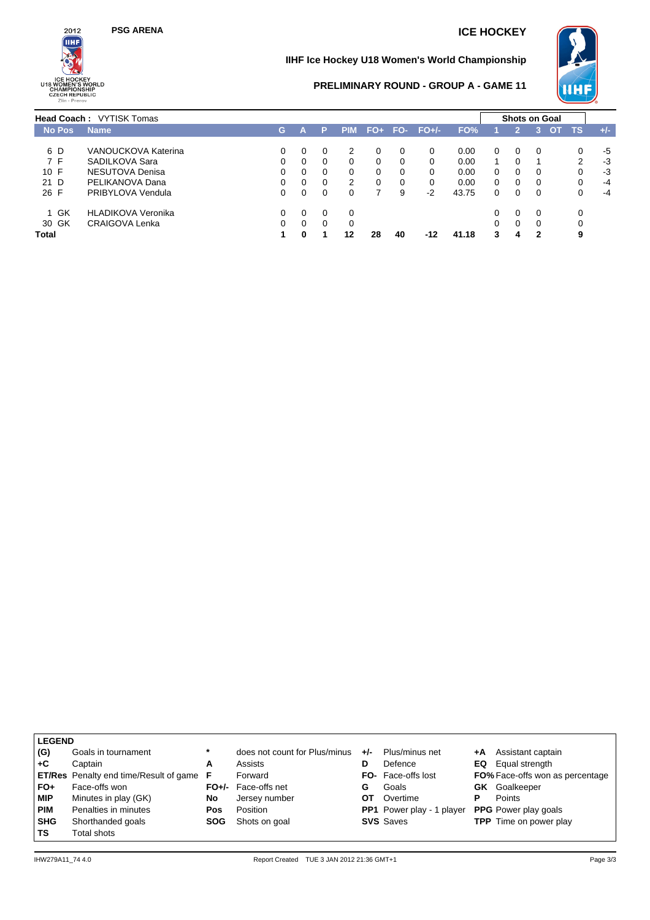PSG ARENA

ICE HOCKEY

IIHF Ice Hockey U18 Women's World Championship

PRELIMINARY ROUND - GROUP A - GAME 11

**Head Coach :** VYTISK Tomas

| No | Pos | Name | G | A | P | PIM | FO+ | FO- | FO+/- | FO% | Shots on Goal 1 | 2 | 3 | OT | TS | +/- |
|---|---|---|---|---|---|---|---|---|---|---|---|---|---|---|---|---|
| 6 | D | VANOUCKOVA Katerina | 0 | 0 | 0 | 2 | 0 | 0 | 0 | 0.00 | 0 | 0 | 0 | | 0 | -5 |
| 7 | F | SADILKOVA Sara | 0 | 0 | 0 | 0 | 0 | 0 | 0 | 0.00 | 1 | 0 | 1 | | 2 | -3 |
| 10 | F | NESUTOVA Denisa | 0 | 0 | 0 | 0 | 0 | 0 | 0 | 0.00 | 0 | 0 | 0 | | 0 | -3 |
| 21 | D | PELIKANOVA Dana | 0 | 0 | 0 | 2 | 0 | 0 | 0 | 0.00 | 0 | 0 | 0 | | 0 | -4 |
| 26 | F | PRIBYLOVA Vendula | 0 | 0 | 0 | 0 | 7 | 9 | -2 | 43.75 | 0 | 0 | 0 | | 0 | -4 |
| 1 | GK | HLADIKOVA Veronika | 0 | 0 | 0 | 0 | | | | | 0 | 0 | 0 | | 0 | |
| 30 | GK | CRAIGOVA Lenka | 0 | 0 | 0 | 0 | | | | | 0 | 0 | 0 | | 0 | |
| **Total** | | | **1** | **0** | **1** | **12** | **28** | **40** | **-12** | **41.18** | **3** | **4** | **2** | | **9** | |

**LEGEND**

| | | | | | | | |
|---|---|---|---|---|---|---|---|
| **(G)** | Goals in tournament | ***** | does not count for Plus/minus | **+/-** | Plus/minus net | **+A** | Assistant captain |
| **+C** | Captain | **A** | Assists | **D** | Defence | **EQ** | Equal strength |
| **ET/Res** | Penalty end time/Result of game | **F** | Forward | **FO-** | Face-offs lost | **FO%** | Face-offs won as percentage |
| **FO+** | Face-offs won | **FO+/-** | Face-offs net | **G** | Goals | **GK** | Goalkeeper |
| **MIP** | Minutes in play (GK) | **No** | Jersey number | **OT** | Overtime | **P** | Points |
| **PIM** | Penalties in minutes | **Pos** | Position | **PP1** | Power play - 1 player | **PPG** | Power play goals |
| **SHG** | Shorthanded goals | **SOG** | Shots on goal | **SVS** | Saves | **TPP** | Time on power play |
| **TS** | Total shots | | | | | | |

IHW279A11_74 4.0 Report Created TUE 3 JAN 2012 21:36 GMT+1